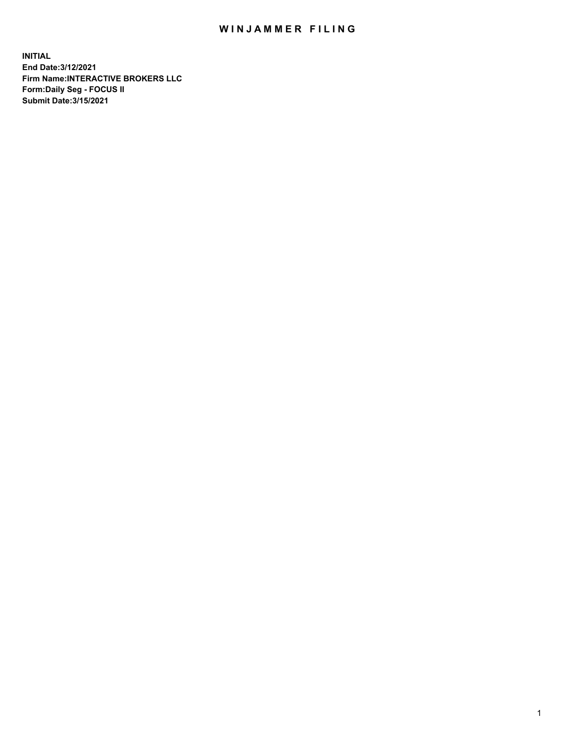# WINJAMMER FILING

**INITIAL**
**End Date:3/12/2021**
**Firm Name:INTERACTIVE BROKERS LLC**
**Form:Daily Seg - FOCUS II**
**Submit Date:3/15/2021**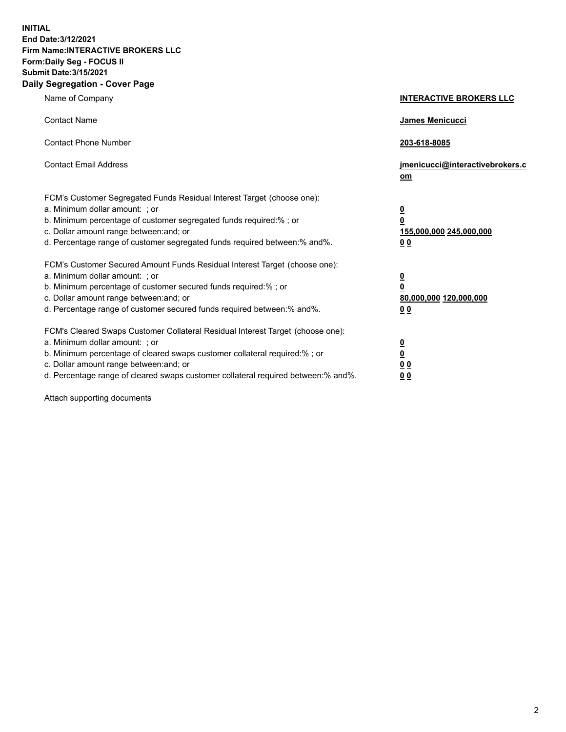**INITIAL**
**End Date:3/12/2021**
**Firm Name:INTERACTIVE BROKERS LLC**
**Form:Daily Seg - FOCUS II**
**Submit Date:3/15/2021**
**Daily Segregation - Cover Page**

| | |
|---|---|
| Name of Company | **INTERACTIVE BROKERS LLC** |
| Contact Name | **James Menicucci** |
| Contact Phone Number | **203-618-8085** |
| Contact Email Address | **jmenicucci@interactivebrokers.com** |
| FCM's Customer Segregated Funds Residual Interest Target (choose one): | |
| a. Minimum dollar amount: ; or | **0** |
| b. Minimum percentage of customer segregated funds required:% ; or | **0** |
| c. Dollar amount range between:and; or | **155,000,000 245,000,000** |
| d. Percentage range of customer segregated funds required between:% and%. | **0 0** |
| FCM's Customer Secured Amount Funds Residual Interest Target (choose one): | |
| a. Minimum dollar amount: ; or | **0** |
| b. Minimum percentage of customer secured funds required:% ; or | **0** |
| c. Dollar amount range between:and; or | **80,000,000 120,000,000** |
| d. Percentage range of customer secured funds required between:% and%. | **0 0** |
| FCM's Cleared Swaps Customer Collateral Residual Interest Target (choose one): | |
| a. Minimum dollar amount: ; or | **0** |
| b. Minimum percentage of cleared swaps customer collateral required:% ; or | **0** |
| c. Dollar amount range between:and; or | **0 0** |
| d. Percentage range of cleared swaps customer collateral required between:% and%. | **0 0** |

Attach supporting documents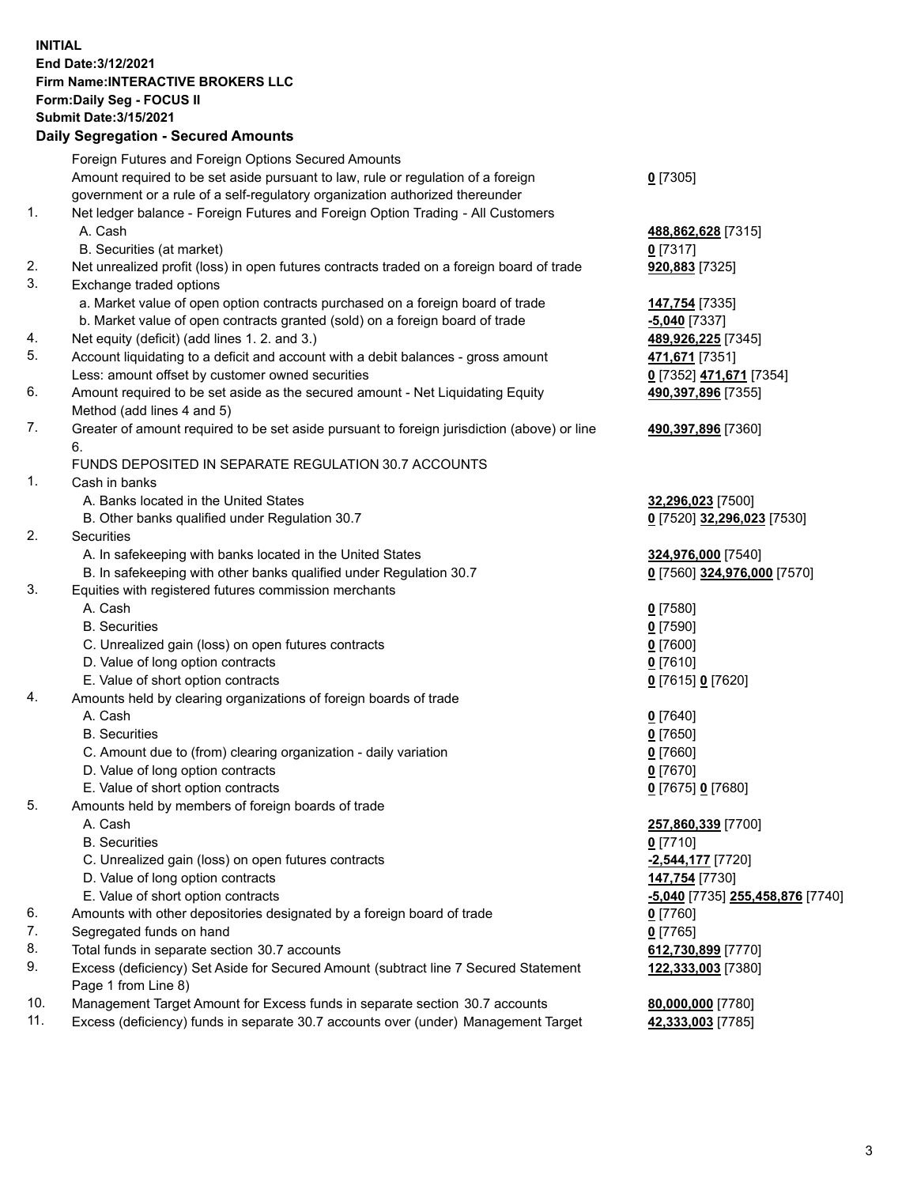**INITIAL**
**End Date:3/12/2021**
**Firm Name:INTERACTIVE BROKERS LLC**
**Form:Daily Seg - FOCUS II**
**Submit Date:3/15/2021**

## Daily Segregation - Secured Amounts

| | | |
|---|---|---|
| | Foreign Futures and Foreign Options Secured Amounts | |
| | Amount required to be set aside pursuant to law, rule or regulation of a foreign government or a rule of a self-regulatory organization authorized thereunder | **0** [7305] |
| 1. | Net ledger balance - Foreign Futures and Foreign Option Trading - All Customers | |
| | A. Cash | **488,862,628** [7315] |
| | B. Securities (at market) | **0** [7317] |
| 2. | Net unrealized profit (loss) in open futures contracts traded on a foreign board of trade | **920,883** [7325] |
| 3. | Exchange traded options | |
| | a. Market value of open option contracts purchased on a foreign board of trade | **147,754** [7335] |
| | b. Market value of open contracts granted (sold) on a foreign board of trade | **-5,040** [7337] |
| 4. | Net equity (deficit) (add lines 1. 2. and 3.) | **489,926,225** [7345] |
| 5. | Account liquidating to a deficit and account with a debit balances - gross amount | **471,671** [7351] |
| | Less: amount offset by customer owned securities | **0** [7352] **471,671** [7354] |
| 6. | Amount required to be set aside as the secured amount - Net Liquidating Equity Method (add lines 4 and 5) | **490,397,896** [7355] |
| 7. | Greater of amount required to be set aside pursuant to foreign jurisdiction (above) or line 6. | **490,397,896** [7360] |
| | FUNDS DEPOSITED IN SEPARATE REGULATION 30.7 ACCOUNTS | |
| 1. | Cash in banks | |
| | A. Banks located in the United States | **32,296,023** [7500] |
| | B. Other banks qualified under Regulation 30.7 | **0** [7520] **32,296,023** [7530] |
| 2. | Securities | |
| | A. In safekeeping with banks located in the United States | **324,976,000** [7540] |
| | B. In safekeeping with other banks qualified under Regulation 30.7 | **0** [7560] **324,976,000** [7570] |
| 3. | Equities with registered futures commission merchants | |
| | A. Cash | **0** [7580] |
| | B. Securities | **0** [7590] |
| | C. Unrealized gain (loss) on open futures contracts | **0** [7600] |
| | D. Value of long option contracts | **0** [7610] |
| | E. Value of short option contracts | **0** [7615] **0** [7620] |
| 4. | Amounts held by clearing organizations of foreign boards of trade | |
| | A. Cash | **0** [7640] |
| | B. Securities | **0** [7650] |
| | C. Amount due to (from) clearing organization - daily variation | **0** [7660] |
| | D. Value of long option contracts | **0** [7670] |
| | E. Value of short option contracts | **0** [7675] **0** [7680] |
| 5. | Amounts held by members of foreign boards of trade | |
| | A. Cash | **257,860,339** [7700] |
| | B. Securities | **0** [7710] |
| | C. Unrealized gain (loss) on open futures contracts | **-2,544,177** [7720] |
| | D. Value of long option contracts | **147,754** [7730] |
| | E. Value of short option contracts | **-5,040** [7735] **255,458,876** [7740] |
| 6. | Amounts with other depositories designated by a foreign board of trade | **0** [7760] |
| 7. | Segregated funds on hand | **0** [7765] |
| 8. | Total funds in separate section 30.7 accounts | **612,730,899** [7770] |
| 9. | Excess (deficiency) Set Aside for Secured Amount (subtract line 7 Secured Statement Page 1 from Line 8) | **122,333,003** [7380] |
| 10. | Management Target Amount for Excess funds in separate section 30.7 accounts | **80,000,000** [7780] |
| 11. | Excess (deficiency) funds in separate 30.7 accounts over (under) Management Target | **42,333,003** [7785] |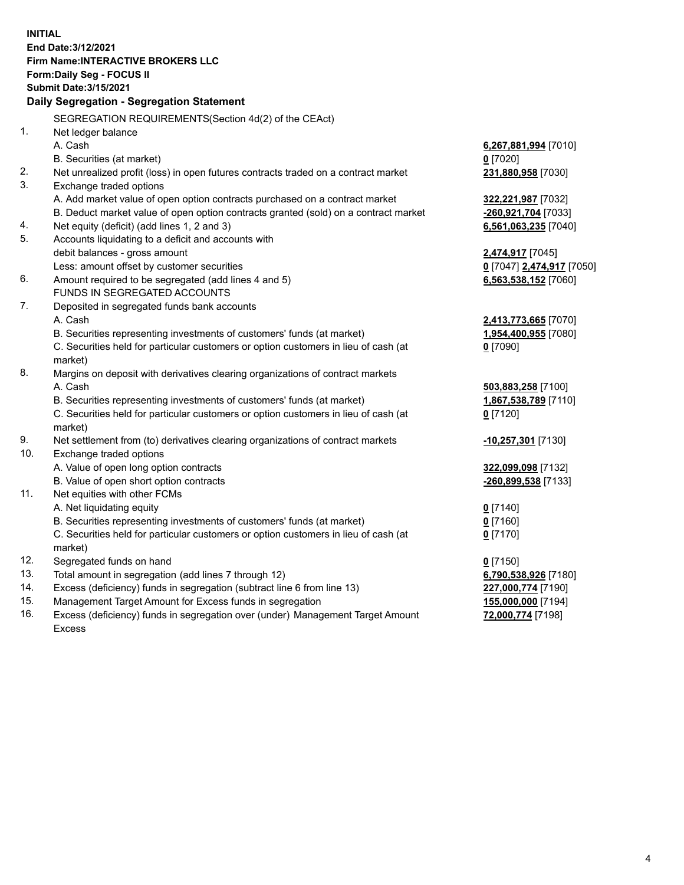**INITIAL**
**End Date:3/12/2021**
**Firm Name:INTERACTIVE BROKERS LLC**
**Form:Daily Seg - FOCUS II**
**Submit Date:3/15/2021**

## Daily Segregation - Segregation Statement

SEGREGATION REQUIREMENTS(Section 4d(2) of the CEAct)

| | | |
|---|---|---|
| 1. | Net ledger balance | |
| | A. Cash | **6,267,881,994** [7010] |
| | B. Securities (at market) | **0** [7020] |
| 2. | Net unrealized profit (loss) in open futures contracts traded on a contract market | **231,880,958** [7030] |
| 3. | Exchange traded options | |
| | A. Add market value of open option contracts purchased on a contract market | **322,221,987** [7032] |
| | B. Deduct market value of open option contracts granted (sold) on a contract market | **-260,921,704** [7033] |
| 4. | Net equity (deficit) (add lines 1, 2 and 3) | **6,561,063,235** [7040] |
| 5. | Accounts liquidating to a deficit and accounts with debit balances - gross amount | **2,474,917** [7045] |
| | Less: amount offset by customer securities | **0** [7047] **2,474,917** [7050] |
| 6. | Amount required to be segregated (add lines 4 and 5) | **6,563,538,152** [7060] |
| | FUNDS IN SEGREGATED ACCOUNTS | |
| 7. | Deposited in segregated funds bank accounts | |
| | A. Cash | **2,413,773,665** [7070] |
| | B. Securities representing investments of customers' funds (at market) | **1,954,400,955** [7080] |
| | C. Securities held for particular customers or option customers in lieu of cash (at market) | **0** [7090] |
| 8. | Margins on deposit with derivatives clearing organizations of contract markets | |
| | A. Cash | **503,883,258** [7100] |
| | B. Securities representing investments of customers' funds (at market) | **1,867,538,789** [7110] |
| | C. Securities held for particular customers or option customers in lieu of cash (at market) | **0** [7120] |
| 9. | Net settlement from (to) derivatives clearing organizations of contract markets | **-10,257,301** [7130] |
| 10. | Exchange traded options | |
| | A. Value of open long option contracts | **322,099,098** [7132] |
| | B. Value of open short option contracts | **-260,899,538** [7133] |
| 11. | Net equities with other FCMs | |
| | A. Net liquidating equity | **0** [7140] |
| | B. Securities representing investments of customers' funds (at market) | **0** [7160] |
| | C. Securities held for particular customers or option customers in lieu of cash (at market) | **0** [7170] |
| 12. | Segregated funds on hand | **0** [7150] |
| 13. | Total amount in segregation (add lines 7 through 12) | **6,790,538,926** [7180] |
| 14. | Excess (deficiency) funds in segregation (subtract line 6 from line 13) | **227,000,774** [7190] |
| 15. | Management Target Amount for Excess funds in segregation | **155,000,000** [7194] |
| 16. | Excess (deficiency) funds in segregation over (under) Management Target Amount Excess | **72,000,774** [7198] |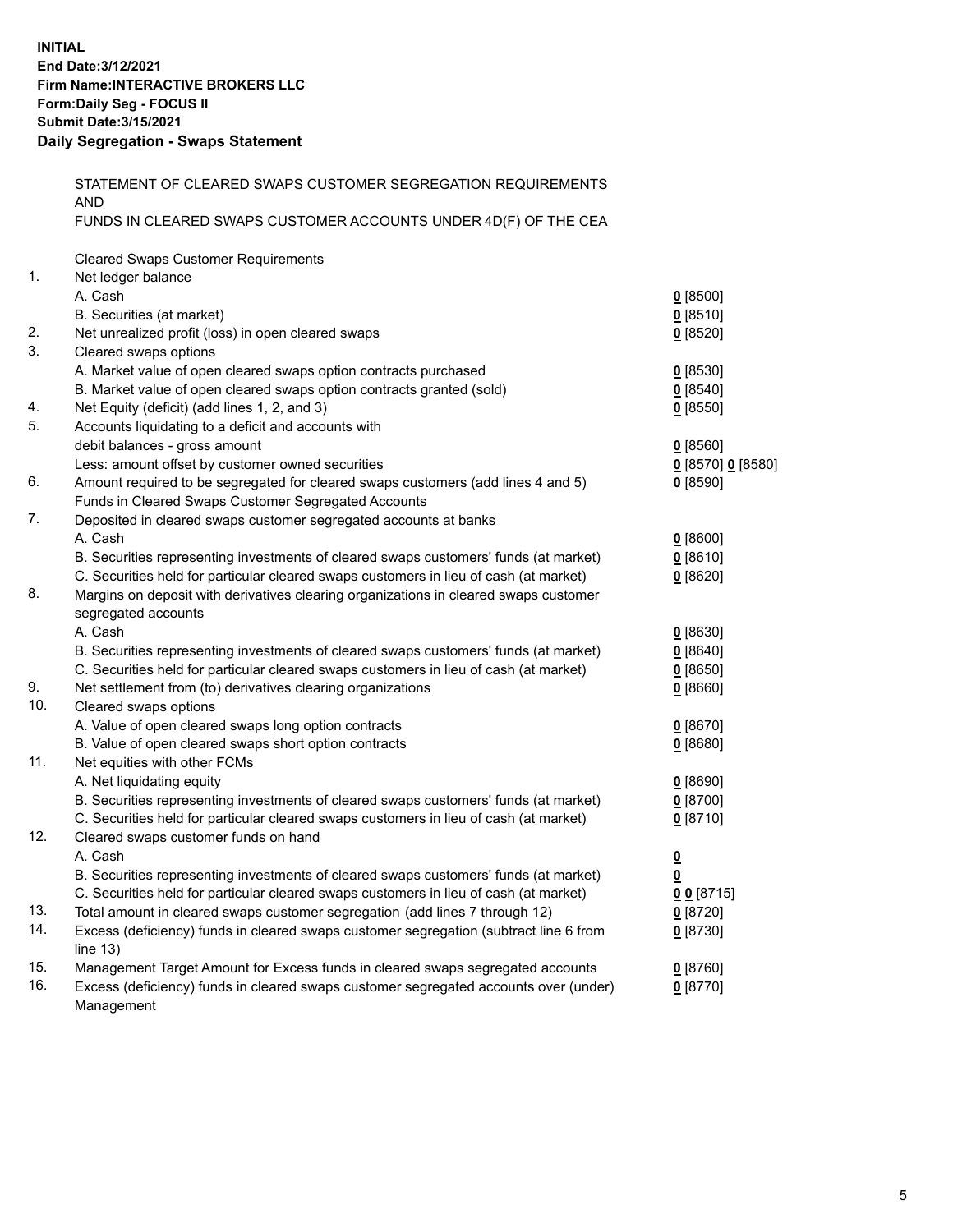**INITIAL**
**End Date:3/12/2021**
**Firm Name:INTERACTIVE BROKERS LLC**
**Form:Daily Seg - FOCUS II**
**Submit Date:3/15/2021**
**Daily Segregation - Swaps Statement**

STATEMENT OF CLEARED SWAPS CUSTOMER SEGREGATION REQUIREMENTS AND FUNDS IN CLEARED SWAPS CUSTOMER ACCOUNTS UNDER 4D(F) OF THE CEA

| | | |
|---|---|---|
| | Cleared Swaps Customer Requirements | |
| 1. | Net ledger balance | |
| | A. Cash | 0 [8500] |
| | B. Securities (at market) | 0 [8510] |
| 2. | Net unrealized profit (loss) in open cleared swaps | 0 [8520] |
| 3. | Cleared swaps options | |
| | A. Market value of open cleared swaps option contracts purchased | 0 [8530] |
| | B. Market value of open cleared swaps option contracts granted (sold) | 0 [8540] |
| 4. | Net Equity (deficit) (add lines 1, 2, and 3) | 0 [8550] |
| 5. | Accounts liquidating to a deficit and accounts with debit balances - gross amount | 0 [8560] |
| | Less: amount offset by customer owned securities | 0 [8570] 0 [8580] |
| 6. | Amount required to be segregated for cleared swaps customers (add lines 4 and 5) | 0 [8590] |
| | Funds in Cleared Swaps Customer Segregated Accounts | |
| 7. | Deposited in cleared swaps customer segregated accounts at banks | |
| | A. Cash | 0 [8600] |
| | B. Securities representing investments of cleared swaps customers' funds (at market) | 0 [8610] |
| | C. Securities held for particular cleared swaps customers in lieu of cash (at market) | 0 [8620] |
| 8. | Margins on deposit with derivatives clearing organizations in cleared swaps customer segregated accounts | |
| | A. Cash | 0 [8630] |
| | B. Securities representing investments of cleared swaps customers' funds (at market) | 0 [8640] |
| | C. Securities held for particular cleared swaps customers in lieu of cash (at market) | 0 [8650] |
| 9. | Net settlement from (to) derivatives clearing organizations | 0 [8660] |
| 10. | Cleared swaps options | |
| | A. Value of open cleared swaps long option contracts | 0 [8670] |
| | B. Value of open cleared swaps short option contracts | 0 [8680] |
| 11. | Net equities with other FCMs | |
| | A. Net liquidating equity | 0 [8690] |
| | B. Securities representing investments of cleared swaps customers' funds (at market) | 0 [8700] |
| | C. Securities held for particular cleared swaps customers in lieu of cash (at market) | 0 [8710] |
| 12. | Cleared swaps customer funds on hand | |
| | A. Cash | 0 |
| | B. Securities representing investments of cleared swaps customers' funds (at market) | 0 |
| | C. Securities held for particular cleared swaps customers in lieu of cash (at market) | 0 0 [8715] |
| 13. | Total amount in cleared swaps customer segregation (add lines 7 through 12) | 0 [8720] |
| 14. | Excess (deficiency) funds in cleared swaps customer segregation (subtract line 6 from line 13) | 0 [8730] |
| 15. | Management Target Amount for Excess funds in cleared swaps segregated accounts | 0 [8760] |
| 16. | Excess (deficiency) funds in cleared swaps customer segregated accounts over (under) Management | 0 [8770] |